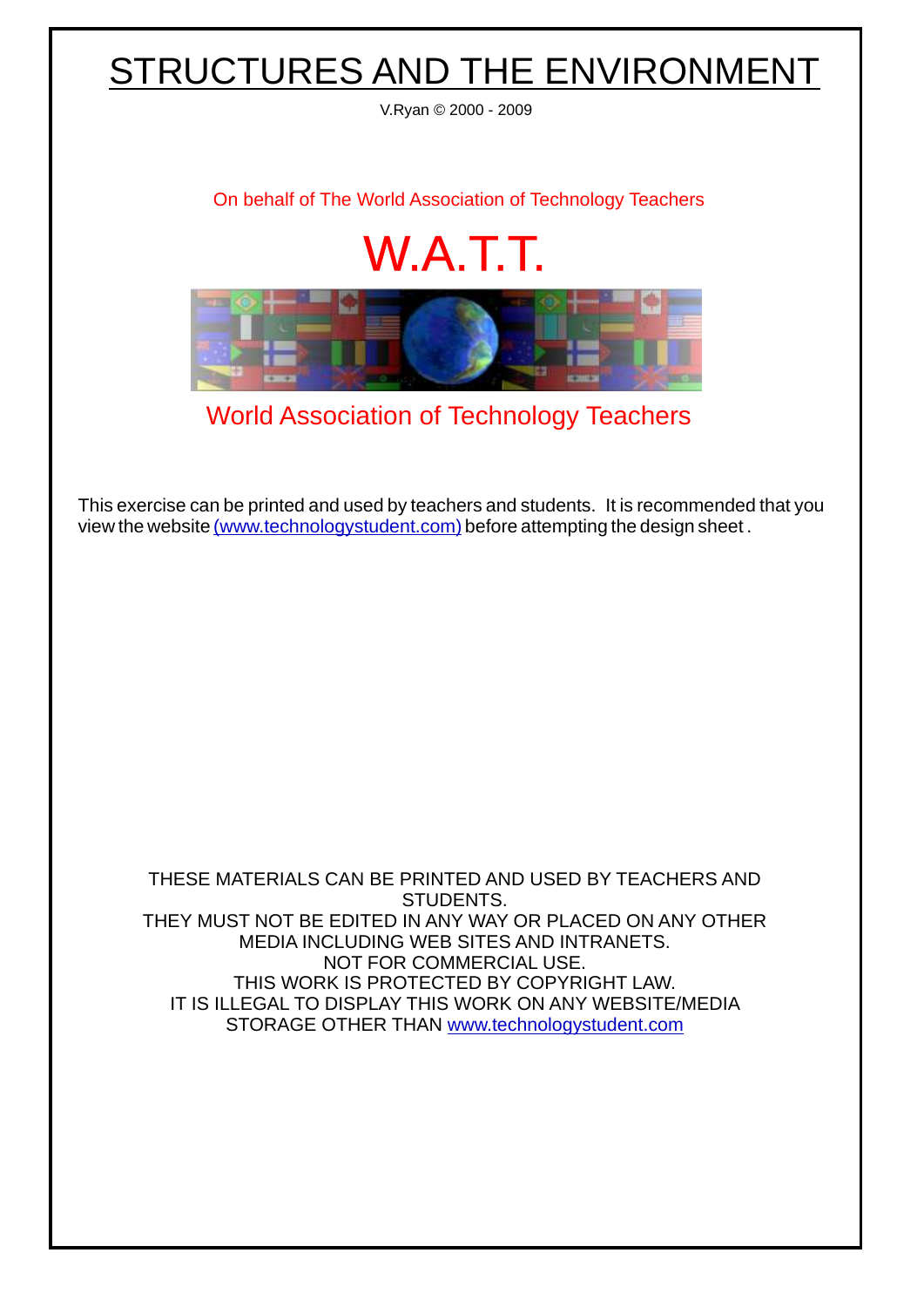# STRUCTURES AND THE ENVIRONMENT

V.Ryan © 2000 - 2009

On behalf of The World Association of Technology Teachers

## W.A.T.T.

World Association of Technology Teachers

This exercise can be printed and used by teachers and students. It is recommended that you view the website (www.technologystudent.com) before attempting the design sheet .

THESE MATERIALS CAN BE PRINTED AND USED BY TEACHERS AND STUDENTS.
THEY MUST NOT BE EDITED IN ANY WAY OR PLACED ON ANY OTHER MEDIA INCLUDING WEB SITES AND INTRANETS.
NOT FOR COMMERCIAL USE.
THIS WORK IS PROTECTED BY COPYRIGHT LAW.
IT IS ILLEGAL TO DISPLAY THIS WORK ON ANY WEBSITE/MEDIA STORAGE OTHER THAN www.technologystudent.com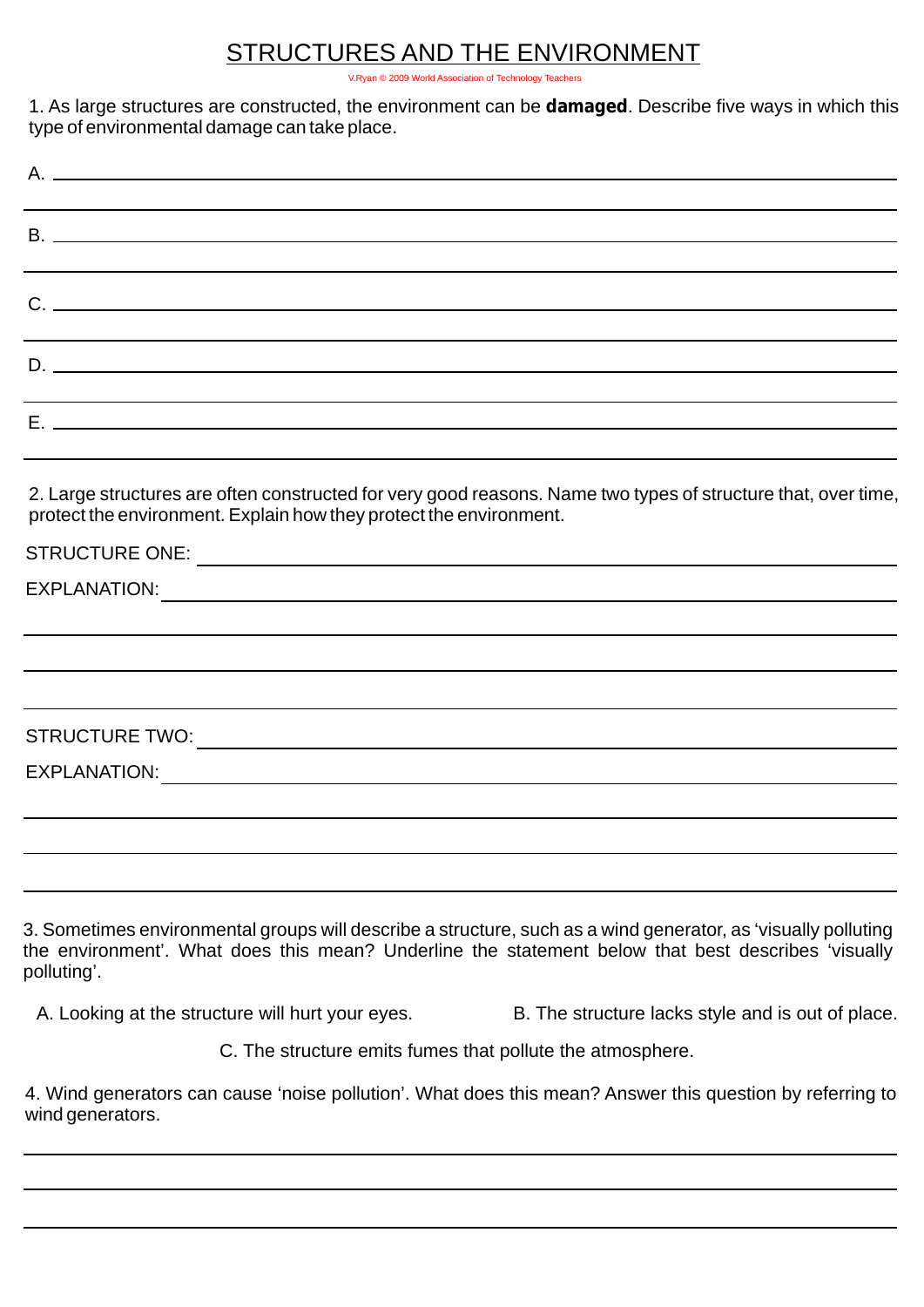# STRUCTURES AND THE ENVIRONMENT

V.Ryan © 2009 World Association of Technology Teachers

1. As large structures are constructed, the environment can be **damaged**. Describe five ways in which this type of environmental damage can take place.

A. ____________________________________________

____________________________________________

B. ____________________________________________

____________________________________________

C. ____________________________________________

____________________________________________

D. ____________________________________________

____________________________________________

E. ____________________________________________

____________________________________________

2. Large structures are often constructed for very good reasons. Name two types of structure that, over time, protect the environment. Explain how they protect the environment.

STRUCTURE ONE: ____________________________________________

EXPLANATION: ____________________________________________

____________________________________________

____________________________________________

____________________________________________

STRUCTURE TWO: ____________________________________________

EXPLANATION: ____________________________________________

____________________________________________

____________________________________________

____________________________________________

3. Sometimes environmental groups will describe a structure, such as a wind generator, as 'visually polluting the environment'. What does this mean? Underline the statement below that best describes 'visually polluting'.

A. Looking at the structure will hurt your eyes.

B. The structure lacks style and is out of place.

C. The structure emits fumes that pollute the atmosphere.

4. Wind generators can cause 'noise pollution'. What does this mean? Answer this question by referring to wind generators.

____________________________________________

____________________________________________

____________________________________________